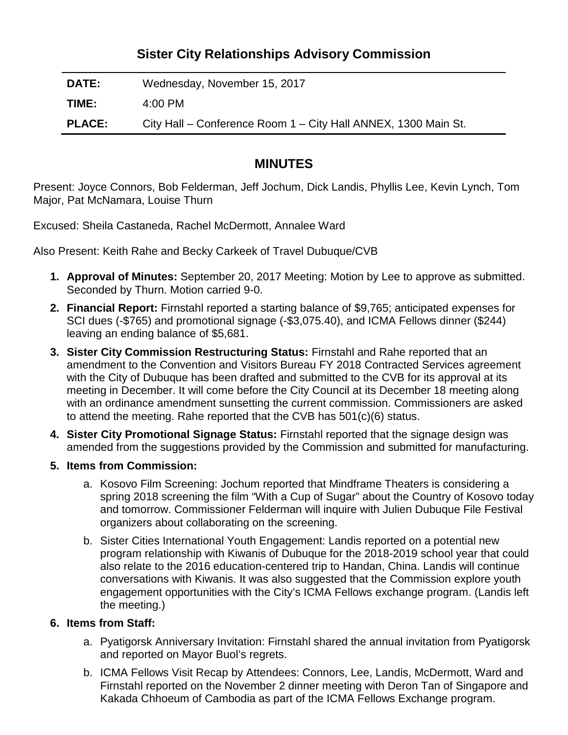# Sister City Relationships Advisory Commission

| | |
|---|---|
| **DATE:** | Wednesday, November 15, 2017 |
| **TIME:** | 4:00 PM |
| **PLACE:** | City Hall – Conference Room 1 – City Hall ANNEX, 1300 Main St. |

## MINUTES

Present: Joyce Connors, Bob Felderman, Jeff Jochum, Dick Landis, Phyllis Lee, Kevin Lynch, Tom Major, Pat McNamara, Louise Thurn

Excused: Sheila Castaneda, Rachel McDermott, Annalee Ward

Also Present: Keith Rahe and Becky Carkeek of Travel Dubuque/CVB

1. **Approval of Minutes:** September 20, 2017 Meeting: Motion by Lee to approve as submitted. Seconded by Thurn. Motion carried 9-0.
2. **Financial Report:** Firnstahl reported a starting balance of $9,765; anticipated expenses for SCI dues (-$765) and promotional signage (-$3,075.40), and ICMA Fellows dinner ($244) leaving an ending balance of $5,681.
3. **Sister City Commission Restructuring Status:** Firnstahl and Rahe reported that an amendment to the Convention and Visitors Bureau FY 2018 Contracted Services agreement with the City of Dubuque has been drafted and submitted to the CVB for its approval at its meeting in December. It will come before the City Council at its December 18 meeting along with an ordinance amendment sunsetting the current commission. Commissioners are asked to attend the meeting. Rahe reported that the CVB has 501(c)(6) status.
4. **Sister City Promotional Signage Status:** Firnstahl reported that the signage design was amended from the suggestions provided by the Commission and submitted for manufacturing.
5. **Items from Commission:**
   a. Kosovo Film Screening: Jochum reported that Mindframe Theaters is considering a spring 2018 screening the film "With a Cup of Sugar" about the Country of Kosovo today and tomorrow. Commissioner Felderman will inquire with Julien Dubuque File Festival organizers about collaborating on the screening.
   b. Sister Cities International Youth Engagement: Landis reported on a potential new program relationship with Kiwanis of Dubuque for the 2018-2019 school year that could also relate to the 2016 education-centered trip to Handan, China. Landis will continue conversations with Kiwanis. It was also suggested that the Commission explore youth engagement opportunities with the City's ICMA Fellows exchange program. (Landis left the meeting.)
6. **Items from Staff:**
   a. Pyatigorsk Anniversary Invitation: Firnstahl shared the annual invitation from Pyatigorsk and reported on Mayor Buol's regrets.
   b. ICMA Fellows Visit Recap by Attendees: Connors, Lee, Landis, McDermott, Ward and Firnstahl reported on the November 2 dinner meeting with Deron Tan of Singapore and Kakada Chhoeum of Cambodia as part of the ICMA Fellows Exchange program.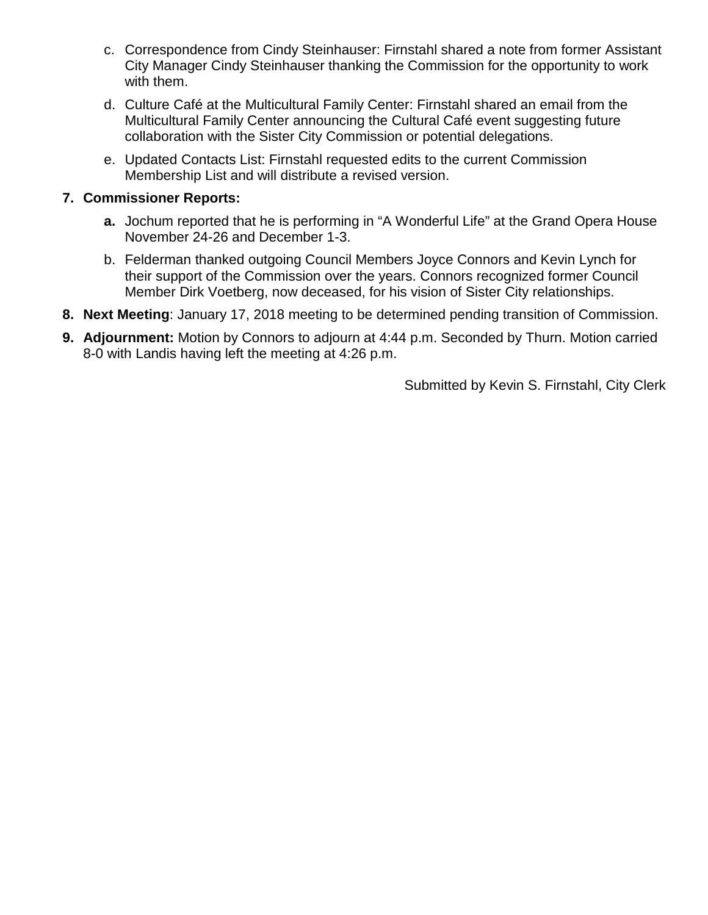c. Correspondence from Cindy Steinhauser: Firnstahl shared a note from former Assistant City Manager Cindy Steinhauser thanking the Commission for the opportunity to work with them.

d. Culture Café at the Multicultural Family Center: Firnstahl shared an email from the Multicultural Family Center announcing the Cultural Café event suggesting future collaboration with the Sister City Commission or potential delegations.

e. Updated Contacts List: Firnstahl requested edits to the current Commission Membership List and will distribute a revised version.

**7. Commissioner Reports:**

**a.** Jochum reported that he is performing in "A Wonderful Life" at the Grand Opera House November 24-26 and December 1-3.

b. Felderman thanked outgoing Council Members Joyce Connors and Kevin Lynch for their support of the Commission over the years. Connors recognized former Council Member Dirk Voetberg, now deceased, for his vision of Sister City relationships.

**8. Next Meeting**: January 17, 2018 meeting to be determined pending transition of Commission.

**9. Adjournment:** Motion by Connors to adjourn at 4:44 p.m. Seconded by Thurn. Motion carried 8-0 with Landis having left the meeting at 4:26 p.m.

Submitted by Kevin S. Firnstahl, City Clerk